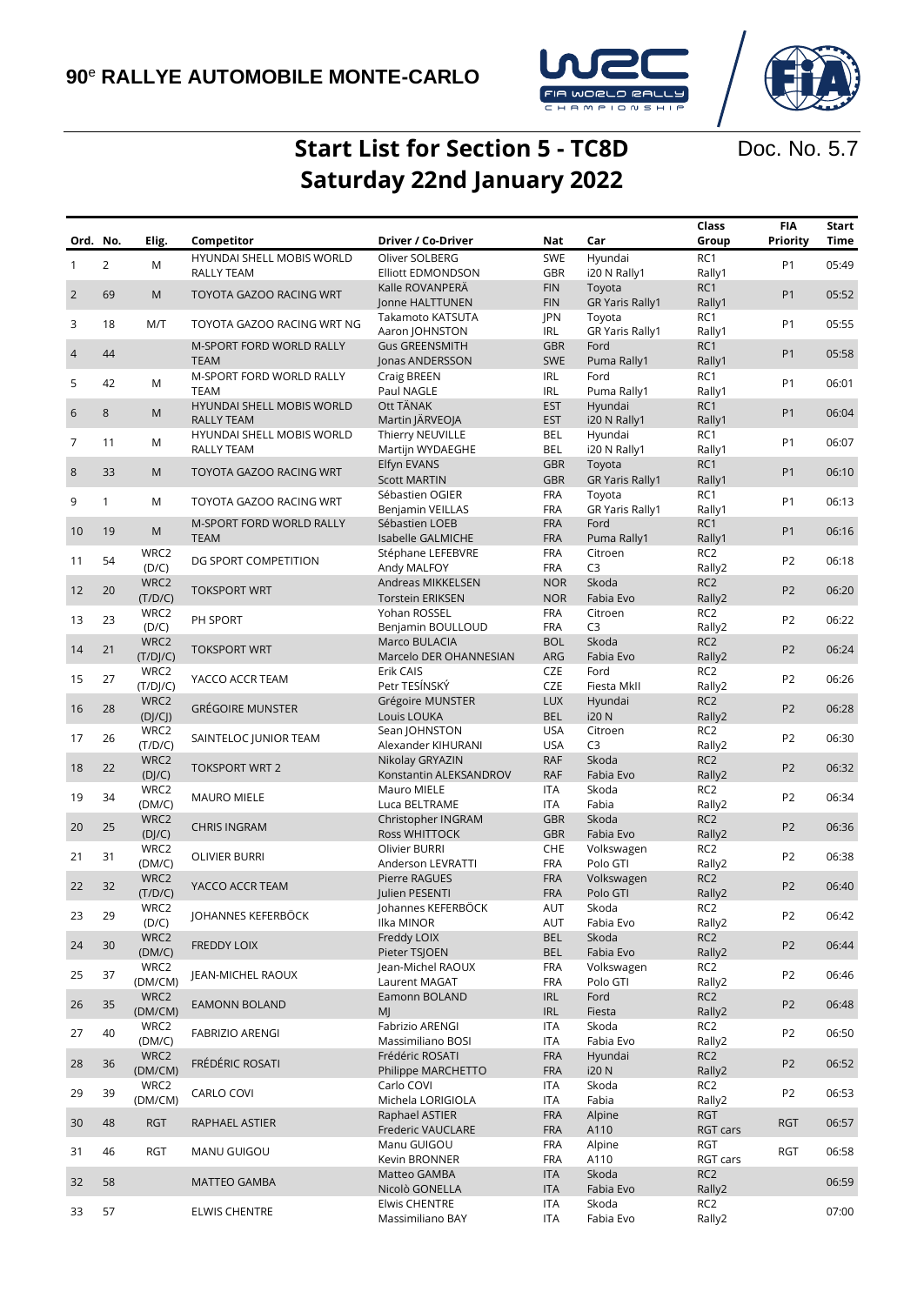**90[e] RALLYE AUTOMOBILE MONTE-CARLO**

# Start List for Section 5 - TC8D
# Saturday 22nd January 2022

Doc. No. 5.7

| Ord. | No. | Elig. | Competitor | Driver / Co-Driver | Nat | Car | Class Group | FIA Priority | Start Time |
|---|---|---|---|---|---|---|---|---|---|
| 1 | 2 | M | HYUNDAI SHELL MOBIS WORLD RALLY TEAM | Oliver SOLBERG<br>Elliott EDMONDSON | SWE<br>GBR | Hyundai<br>i20 N Rally1 | RC1<br>Rally1 | P1 | 05:49 |
| 2 | 69 | M | TOYOTA GAZOO RACING WRT | Kalle ROVANPERÄ<br>Jonne HALTTUNEN | FIN<br>FIN | Toyota<br>GR Yaris Rally1 | RC1<br>Rally1 | P1 | 05:52 |
| 3 | 18 | M/T | TOYOTA GAZOO RACING WRT NG | Takamoto KATSUTA<br>Aaron JOHNSTON | JPN<br>IRL | Toyota<br>GR Yaris Rally1 | RC1<br>Rally1 | P1 | 05:55 |
| 4 | 44 | | M-SPORT FORD WORLD RALLY TEAM | Gus GREENSMITH<br>Jonas ANDERSSON | GBR<br>SWE | Ford<br>Puma Rally1 | RC1<br>Rally1 | P1 | 05:58 |
| 5 | 42 | M | M-SPORT FORD WORLD RALLY TEAM | Craig BREEN<br>Paul NAGLE | IRL<br>IRL | Ford<br>Puma Rally1 | RC1<br>Rally1 | P1 | 06:01 |
| 6 | 8 | M | HYUNDAI SHELL MOBIS WORLD RALLY TEAM | Ott TÄNAK<br>Martin JÄRVEOJA | EST<br>EST | Hyundai<br>i20 N Rally1 | RC1<br>Rally1 | P1 | 06:04 |
| 7 | 11 | M | HYUNDAI SHELL MOBIS WORLD RALLY TEAM | Thierry NEUVILLE<br>Martijn WYDAEGHE | BEL<br>BEL | Hyundai<br>i20 N Rally1 | RC1<br>Rally1 | P1 | 06:07 |
| 8 | 33 | M | TOYOTA GAZOO RACING WRT | Elfyn EVANS<br>Scott MARTIN | GBR<br>GBR | Toyota<br>GR Yaris Rally1 | RC1<br>Rally1 | P1 | 06:10 |
| 9 | 1 | M | TOYOTA GAZOO RACING WRT | Sébastien OGIER<br>Benjamin VEILLAS | FRA<br>FRA | Toyota<br>GR Yaris Rally1 | RC1<br>Rally1 | P1 | 06:13 |
| 10 | 19 | M | M-SPORT FORD WORLD RALLY TEAM | Sébastien LOEB<br>Isabelle GALMICHE | FRA<br>FRA | Ford<br>Puma Rally1 | RC1<br>Rally1 | P1 | 06:16 |
| 11 | 54 | WRC2 (D/C) | DG SPORT COMPETITION | Stéphane LEFEBVRE<br>Andy MALFOY | FRA<br>FRA | Citroen<br>C3 | RC2<br>Rally2 | P2 | 06:18 |
| 12 | 20 | WRC2 (T/D/C) | TOKSPORT WRT | Andreas MIKKELSEN<br>Torstein ERIKSEN | NOR<br>NOR | Skoda<br>Fabia Evo | RC2<br>Rally2 | P2 | 06:20 |
| 13 | 23 | WRC2 (D/C) | PH SPORT | Yohan ROSSEL<br>Benjamin BOULLOUD | FRA<br>FRA | Citroen<br>C3 | RC2<br>Rally2 | P2 | 06:22 |
| 14 | 21 | WRC2 (T/DJ/C) | TOKSPORT WRT | Marco BULACIA<br>Marcelo DER OHANNESIAN | BOL<br>ARG | Skoda<br>Fabia Evo | RC2<br>Rally2 | P2 | 06:24 |
| 15 | 27 | WRC2 (T/DJ/C) | YACCO ACCR TEAM | Erik CAIS<br>Petr TESÍNSKÝ | CZE<br>CZE | Ford<br>Fiesta MkII | RC2<br>Rally2 | P2 | 06:26 |
| 16 | 28 | WRC2 (DJ/CJ) | GRÉGOIRE MUNSTER | Grégoire MUNSTER<br>Louis LOUKA | LUX<br>BEL | Hyundai<br>i20 N | RC2<br>Rally2 | P2 | 06:28 |
| 17 | 26 | WRC2 (T/D/C) | SAINTELOC JUNIOR TEAM | Sean JOHNSTON<br>Alexander KIHURANI | USA<br>USA | Citroen<br>C3 | RC2<br>Rally2 | P2 | 06:30 |
| 18 | 22 | WRC2 (DJ/C) | TOKSPORT WRT 2 | Nikolay GRYAZIN<br>Konstantin ALEKSANDROV | RAF<br>RAF | Skoda<br>Fabia Evo | RC2<br>Rally2 | P2 | 06:32 |
| 19 | 34 | WRC2 (DM/C) | MAURO MIELE | Mauro MIELE<br>Luca BELTRAME | ITA<br>ITA | Skoda<br>Fabia | RC2<br>Rally2 | P2 | 06:34 |
| 20 | 25 | WRC2 (DJ/C) | CHRIS INGRAM | Christopher INGRAM<br>Ross WHITTOCK | GBR<br>GBR | Skoda<br>Fabia Evo | RC2<br>Rally2 | P2 | 06:36 |
| 21 | 31 | WRC2 (DM/C) | OLIVIER BURRI | Olivier BURRI<br>Anderson LEVRATTI | CHE<br>FRA | Volkswagen<br>Polo GTI | RC2<br>Rally2 | P2 | 06:38 |
| 22 | 32 | WRC2 (T/D/C) | YACCO ACCR TEAM | Pierre RAGUES<br>Julien PESENTI | FRA<br>FRA | Volkswagen<br>Polo GTI | RC2<br>Rally2 | P2 | 06:40 |
| 23 | 29 | WRC2 (D/C) | JOHANNES KEFERBÖCK | Johannes KEFERBÖCK<br>Ilka MINOR | AUT<br>AUT | Skoda<br>Fabia Evo | RC2<br>Rally2 | P2 | 06:42 |
| 24 | 30 | WRC2 (DM/C) | FREDDY LOIX | Freddy LOIX<br>Pieter TSJOEN | BEL<br>BEL | Skoda<br>Fabia Evo | RC2<br>Rally2 | P2 | 06:44 |
| 25 | 37 | WRC2 (DM/CM) | JEAN-MICHEL RAOUX | Jean-Michel RAOUX<br>Laurent MAGAT | FRA<br>FRA | Volkswagen<br>Polo GTI | RC2<br>Rally2 | P2 | 06:46 |
| 26 | 35 | WRC2 (DM/CM) | EAMONN BOLAND | Eamonn BOLAND<br>MJ | IRL<br>IRL | Ford<br>Fiesta | RC2<br>Rally2 | P2 | 06:48 |
| 27 | 40 | WRC2 (DM/C) | FABRIZIO ARENGI | Fabrizio ARENGI<br>Massimiliano BOSI | ITA<br>ITA | Skoda<br>Fabia Evo | RC2<br>Rally2 | P2 | 06:50 |
| 28 | 36 | WRC2 (DM/CM) | FRÉDÉRIC ROSATI | Frédéric ROSATI<br>Philippe MARCHETTO | FRA<br>FRA | Hyundai<br>i20 N | RC2<br>Rally2 | P2 | 06:52 |
| 29 | 39 | WRC2 (DM/CM) | CARLO COVI | Carlo COVI<br>Michela LORIGIOLA | ITA<br>ITA | Skoda<br>Fabia | RC2<br>Rally2 | P2 | 06:53 |
| 30 | 48 | RGT | RAPHAEL ASTIER | Raphael ASTIER<br>Frederic VAUCLARE | FRA<br>FRA | Alpine<br>A110 | RGT<br>RGT cars | RGT | 06:57 |
| 31 | 46 | RGT | MANU GUIGOU | Manu GUIGOU<br>Kevin BRONNER | FRA<br>FRA | Alpine<br>A110 | RGT<br>RGT cars | RGT | 06:58 |
| 32 | 58 | | MATTEO GAMBA | Matteo GAMBA<br>Nicolò GONELLA | ITA<br>ITA | Skoda<br>Fabia Evo | RC2<br>Rally2 | | 06:59 |
| 33 | 57 | | ELWIS CHENTRE | Elwis CHENTRE<br>Massimiliano BAY | ITA<br>ITA | Skoda<br>Fabia Evo | RC2<br>Rally2 | | 07:00 |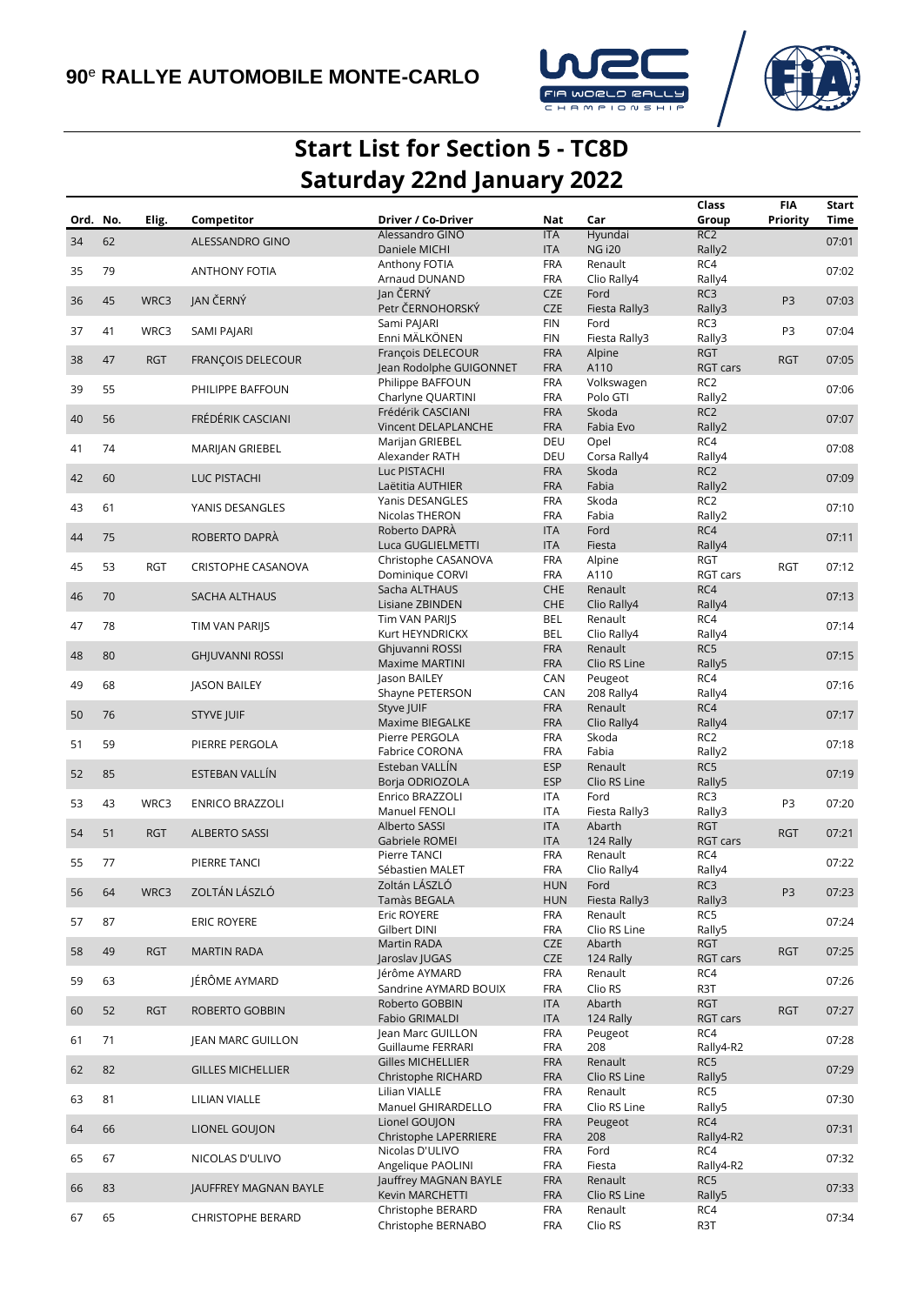# Start List for Section 5 - TC8D
## Saturday 22nd January 2022

| Ord. | No. | Elig. | Competitor | Driver / Co-Driver | Nat | Car | Class Group | FIA Priority | Start Time |
|---|---|---|---|---|---|---|---|---|---|
| 34 | 62 | | ALESSANDRO GINO | Alessandro GINO<br>Daniele MICHI | ITA<br>ITA | Hyundai<br>NG i20 | RC2<br>Rally2 | | 07:01 |
| 35 | 79 | | ANTHONY FOTIA | Anthony FOTIA<br>Arnaud DUNAND | FRA<br>FRA | Renault<br>Clio Rally4 | RC4<br>Rally4 | | 07:02 |
| 36 | 45 | WRC3 | JAN ČERNÝ | Jan ČERNÝ<br>Petr ČERNOHORSKÝ | CZE<br>CZE | Ford<br>Fiesta Rally3 | RC3<br>Rally3 | P3 | 07:03 |
| 37 | 41 | WRC3 | SAMI PAJARI | Sami PAJARI<br>Enni MÄLKÖNEN | FIN<br>FIN | Ford<br>Fiesta Rally3 | RC3<br>Rally3 | P3 | 07:04 |
| 38 | 47 | RGT | FRANÇOIS DELECOUR | François DELECOUR<br>Jean Rodolphe GUIGONNET | FRA<br>FRA | Alpine<br>A110 | RGT<br>RGT cars | RGT | 07:05 |
| 39 | 55 | | PHILIPPE BAFFOUN | Philippe BAFFOUN<br>Charlyne QUARTINI | FRA<br>FRA | Volkswagen<br>Polo GTI | RC2<br>Rally2 | | 07:06 |
| 40 | 56 | | FRÉDÉRIK CASCIANI | Frédérik CASCIANI<br>Vincent DELAPLANCHE | FRA<br>FRA | Skoda<br>Fabia Evo | RC2<br>Rally2 | | 07:07 |
| 41 | 74 | | MARIJAN GRIEBEL | Marijan GRIEBEL<br>Alexander RATH | DEU<br>DEU | Opel<br>Corsa Rally4 | RC4<br>Rally4 | | 07:08 |
| 42 | 60 | | LUC PISTACHI | Luc PISTACHI<br>Laëtitia AUTHIER | FRA<br>FRA | Skoda<br>Fabia | RC2<br>Rally2 | | 07:09 |
| 43 | 61 | | YANIS DESANGLES | Yanis DESANGLES<br>Nicolas THERON | FRA<br>FRA | Skoda<br>Fabia | RC2<br>Rally2 | | 07:10 |
| 44 | 75 | | ROBERTO DAPRÀ | Roberto DAPRÀ<br>Luca GUGLIELMETTI | ITA<br>ITA | Ford<br>Fiesta | RC4<br>Rally4 | | 07:11 |
| 45 | 53 | RGT | CRISTOPHE CASANOVA | Christophe CASANOVA<br>Dominique CORVI | FRA<br>FRA | Alpine<br>A110 | RGT<br>RGT cars | RGT | 07:12 |
| 46 | 70 | | SACHA ALTHAUS | Sacha ALTHAUS<br>Lisiane ZBINDEN | CHE<br>CHE | Renault<br>Clio Rally4 | RC4<br>Rally4 | | 07:13 |
| 47 | 78 | | TIM VAN PARIJS | Tim VAN PARIJS<br>Kurt HEYNDRICKX | BEL<br>BEL | Renault<br>Clio Rally4 | RC4<br>Rally4 | | 07:14 |
| 48 | 80 | | GHJUVANNI ROSSI | Ghjuvanni ROSSI<br>Maxime MARTINI | FRA<br>FRA | Renault<br>Clio RS Line | RC5<br>Rally5 | | 07:15 |
| 49 | 68 | | JASON BAILEY | Jason BAILEY<br>Shayne PETERSON | CAN<br>CAN | Peugeot<br>208 Rally4 | RC4<br>Rally4 | | 07:16 |
| 50 | 76 | | STYVE JUIF | Styve JUIF<br>Maxime BIEGALKE | FRA<br>FRA | Renault<br>Clio Rally4 | RC4<br>Rally4 | | 07:17 |
| 51 | 59 | | PIERRE PERGOLA | Pierre PERGOLA<br>Fabrice CORONA | FRA<br>FRA | Skoda<br>Fabia | RC2<br>Rally2 | | 07:18 |
| 52 | 85 | | ESTEBAN VALLÍN | Esteban VALLÍN<br>Borja ODRIOZOLA | ESP<br>ESP | Renault<br>Clio RS Line | RC5<br>Rally5 | | 07:19 |
| 53 | 43 | WRC3 | ENRICO BRAZZOLI | Enrico BRAZZOLI<br>Manuel FENOLI | ITA<br>ITA | Ford<br>Fiesta Rally3 | RC3<br>Rally3 | P3 | 07:20 |
| 54 | 51 | RGT | ALBERTO SASSI | Alberto SASSI<br>Gabriele ROMEI | ITA<br>ITA | Abarth<br>124 Rally | RGT<br>RGT cars | RGT | 07:21 |
| 55 | 77 | | PIERRE TANCI | Pierre TANCI<br>Sébastien MALET | FRA<br>FRA | Renault<br>Clio Rally4 | RC4<br>Rally4 | | 07:22 |
| 56 | 64 | WRC3 | ZOLTÁN LÁSZLÓ | Zoltán LÁSZLÓ<br>Tamàs BEGALA | HUN<br>HUN | Ford<br>Fiesta Rally3 | RC3<br>Rally3 | P3 | 07:23 |
| 57 | 87 | | ERIC ROYERE | Eric ROYERE<br>Gilbert DINI | FRA<br>FRA | Renault<br>Clio RS Line | RC5<br>Rally5 | | 07:24 |
| 58 | 49 | RGT | MARTIN RADA | Martin RADA<br>Jaroslav JUGAS | CZE<br>CZE | Abarth<br>124 Rally | RGT<br>RGT cars | RGT | 07:25 |
| 59 | 63 | | JÉRÔME AYMARD | Jérôme AYMARD<br>Sandrine AYMARD BOUIX | FRA<br>FRA | Renault<br>Clio RS | RC4<br>R3T | | 07:26 |
| 60 | 52 | RGT | ROBERTO GOBBIN | Roberto GOBBIN<br>Fabio GRIMALDI | ITA<br>ITA | Abarth<br>124 Rally | RGT<br>RGT cars | RGT | 07:27 |
| 61 | 71 | | JEAN MARC GUILLON | Jean Marc GUILLON<br>Guillaume FERRARI | FRA<br>FRA | Peugeot<br>208 | RC4<br>Rally4-R2 | | 07:28 |
| 62 | 82 | | GILLES MICHELLIER | Gilles MICHELLIER<br>Christophe RICHARD | FRA<br>FRA | Renault<br>Clio RS Line | RC5<br>Rally5 | | 07:29 |
| 63 | 81 | | LILIAN VIALLE | Lilian VIALLE<br>Manuel GHIRARDELLO | FRA<br>FRA | Renault<br>Clio RS Line | RC5<br>Rally5 | | 07:30 |
| 64 | 66 | | LIONEL GOUJON | Lionel GOUJON<br>Christophe LAPERRIERE | FRA<br>FRA | Peugeot<br>208 | RC4<br>Rally4-R2 | | 07:31 |
| 65 | 67 | | NICOLAS D'ULIVO | Nicolas D'ULIVO<br>Angelique PAOLINI | FRA<br>FRA | Ford<br>Fiesta | RC4<br>Rally4-R2 | | 07:32 |
| 66 | 83 | | JAUFFREY MAGNAN BAYLE | Jauffrey MAGNAN BAYLE<br>Kevin MARCHETTI | FRA<br>FRA | Renault<br>Clio RS Line | RC5<br>Rally5 | | 07:33 |
| 67 | 65 | | CHRISTOPHE BERARD | Christophe BERARD<br>Christophe BERNABO | FRA<br>FRA | Renault<br>Clio RS | RC4<br>R3T | | 07:34 |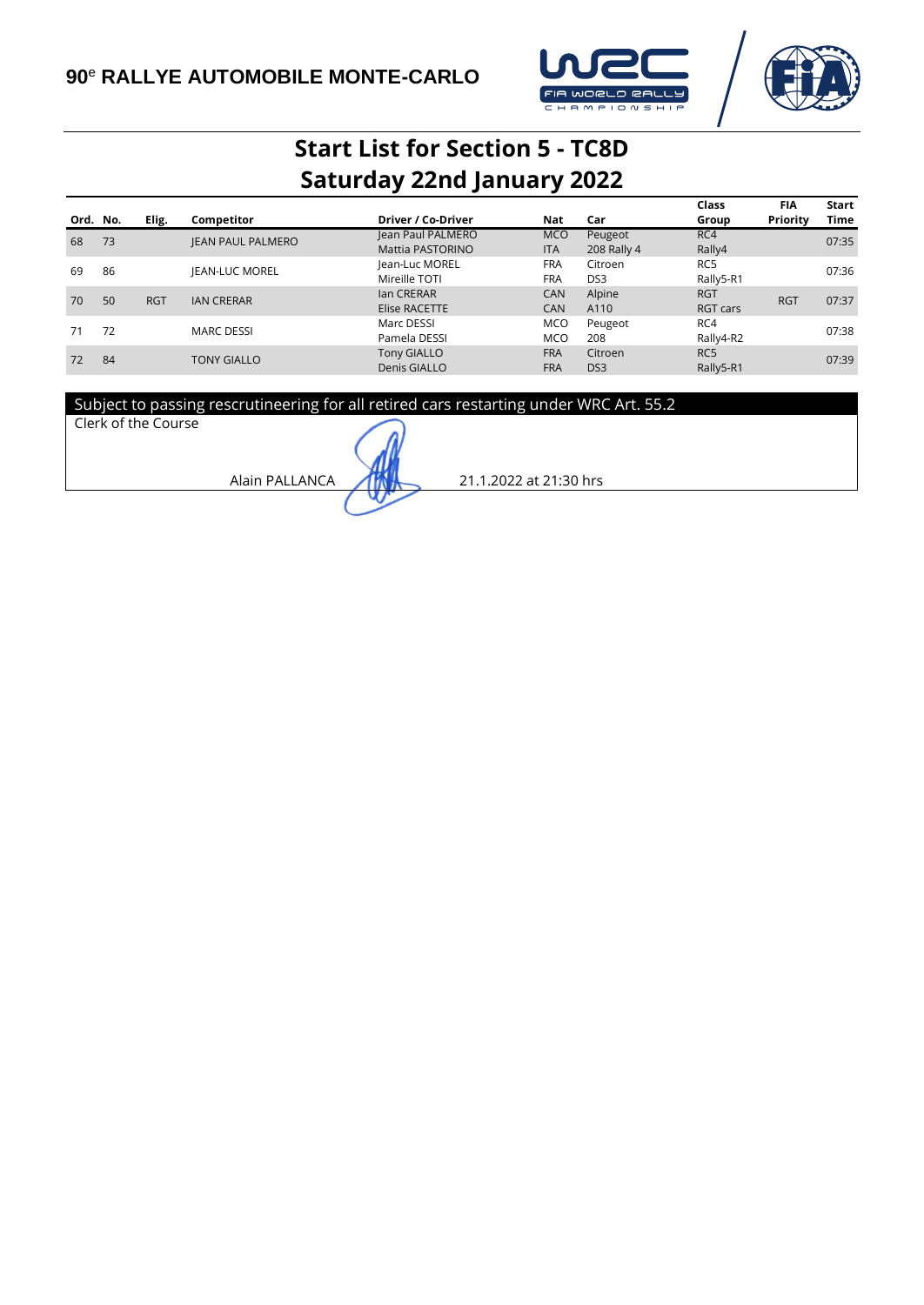## 90e RALLYE AUTOMOBILE MONTE-CARLO

# Start List for Section 5 - TC8D
# Saturday 22nd January 2022

| Ord. | No. | Elig. | Competitor | Driver / Co-Driver | Nat | Car | Class Group | FIA Priority | Start Time |
|---|---|---|---|---|---|---|---|---|---|
| 68 | 73 | | JEAN PAUL PALMERO | Jean Paul PALMERO<br>Mattia PASTORINO | MCO<br>ITA | Peugeot<br>208 Rally 4 | RC4<br>Rally4 | | 07:35 |
| 69 | 86 | | JEAN-LUC MOREL | Jean-Luc MOREL<br>Mireille TOTI | FRA<br>FRA | Citroen<br>DS3 | RC5<br>Rally5-R1 | | 07:36 |
| 70 | 50 | RGT | IAN CRERAR | Ian CRERAR<br>Elise RACETTE | CAN<br>CAN | Alpine<br>A110 | RGT<br>RGT cars | RGT | 07:37 |
| 71 | 72 | | MARC DESSI | Marc DESSI<br>Pamela DESSI | MCO<br>MCO | Peugeot<br>208 | RC4<br>Rally4-R2 | | 07:38 |
| 72 | 84 | | TONY GIALLO | Tony GIALLO<br>Denis GIALLO | FRA<br>FRA | Citroen<br>DS3 | RC5<br>Rally5-R1 | | 07:39 |

Subject to passing rescrutineering for all retired cars restarting under WRC Art. 55.2

Clerk of the Course

Alain PALLANCA 21.1.2022 at 21:30 hrs